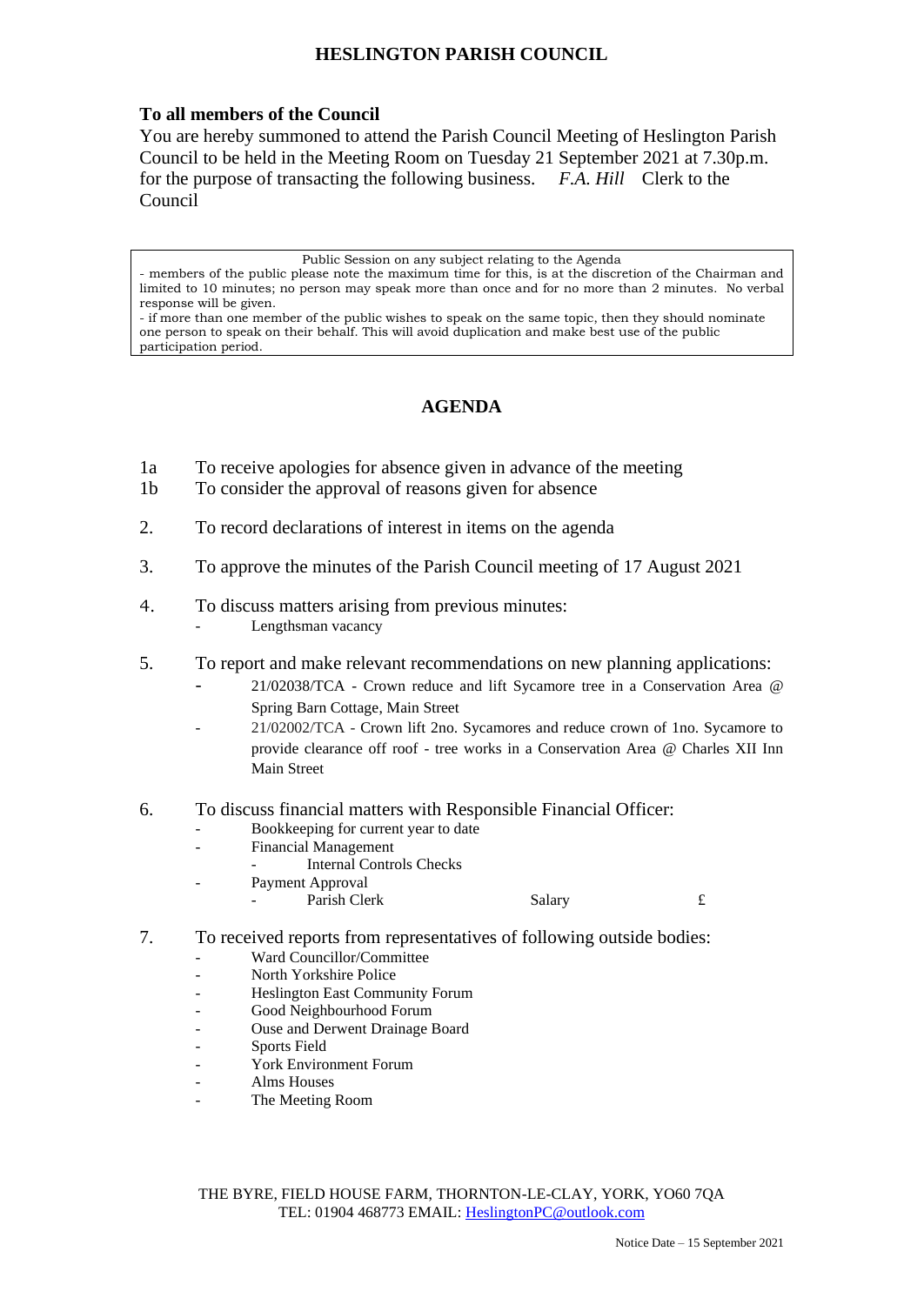# HESLINGTON PARISH COUNCIL

**To all members of the Council**

You are hereby summoned to attend the Parish Council Meeting of Heslington Parish Council to be held in the Meeting Room on Tuesday 21 September 2021 at 7.30p.m. for the purpose of transacting the following business. *F.A. Hill* Clerk to the Council

> Public Session on any subject relating to the Agenda
> - members of the public please note the maximum time for this, is at the discretion of the Chairman and limited to 10 minutes; no person may speak more than once and for no more than 2 minutes. No verbal response will be given.
> - if more than one member of the public wishes to speak on the same topic, then they should nominate one person to speak on their behalf. This will avoid duplication and make best use of the public participation period.

## AGENDA

1a To receive apologies for absence given in advance of the meeting

1b To consider the approval of reasons given for absence

2. To record declarations of interest in items on the agenda

3. To approve the minutes of the Parish Council meeting of 17 August 2021

4. To discuss matters arising from previous minutes:
   - Lengthsman vacancy

5. To report and make relevant recommendations on new planning applications:
   - 21/02038/TCA - Crown reduce and lift Sycamore tree in a Conservation Area @ Spring Barn Cottage, Main Street
   - 21/02002/TCA - Crown lift 2no. Sycamores and reduce crown of 1no. Sycamore to provide clearance off roof - tree works in a Conservation Area @ Charles XII Inn Main Street

6. To discuss financial matters with Responsible Financial Officer:
   - Bookkeeping for current year to date
   - Financial Management
     - Internal Controls Checks
   - Payment Approval
     - Parish Clerk Salary £

7. To received reports from representatives of following outside bodies:
   - Ward Councillor/Committee
   - North Yorkshire Police
   - Heslington East Community Forum
   - Good Neighbourhood Forum
   - Ouse and Derwent Drainage Board
   - Sports Field
   - York Environment Forum
   - Alms Houses
   - The Meeting Room

THE BYRE, FIELD HOUSE FARM, THORNTON-LE-CLAY, YORK, YO60 7QA
TEL: 01904 468773 EMAIL: HeslingtonPC@outlook.com

Notice Date – 15 September 2021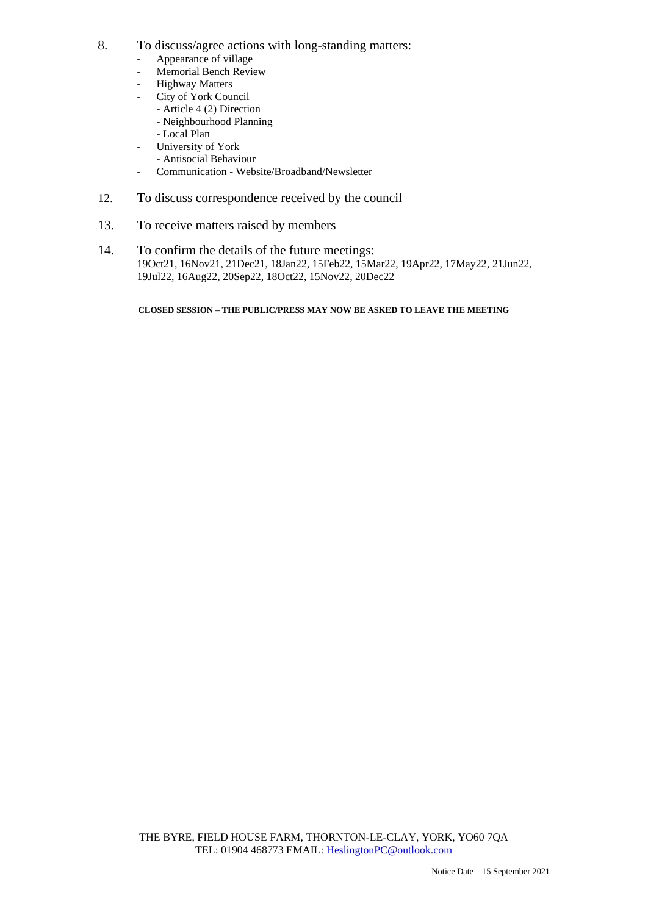8. To discuss/agree actions with long-standing matters:
   - Appearance of village
   - Memorial Bench Review
   - Highway Matters
   - City of York Council
     - Article 4 (2) Direction
     - Neighbourhood Planning
     - Local Plan
   - University of York
     - Antisocial Behaviour
   - Communication - Website/Broadband/Newsletter

12. To discuss correspondence received by the council

13. To receive matters raised by members

14. To confirm the details of the future meetings:
    19Oct21, 16Nov21, 21Dec21, 18Jan22, 15Feb22, 15Mar22, 19Apr22, 17May22, 21Jun22, 19Jul22, 16Aug22, 20Sep22, 18Oct22, 15Nov22, 20Dec22

**CLOSED SESSION – THE PUBLIC/PRESS MAY NOW BE ASKED TO LEAVE THE MEETING**

THE BYRE, FIELD HOUSE FARM, THORNTON-LE-CLAY, YORK, YO60 7QA
TEL: 01904 468773 EMAIL: HeslingtonPC@outlook.com

Notice Date – 15 September 2021